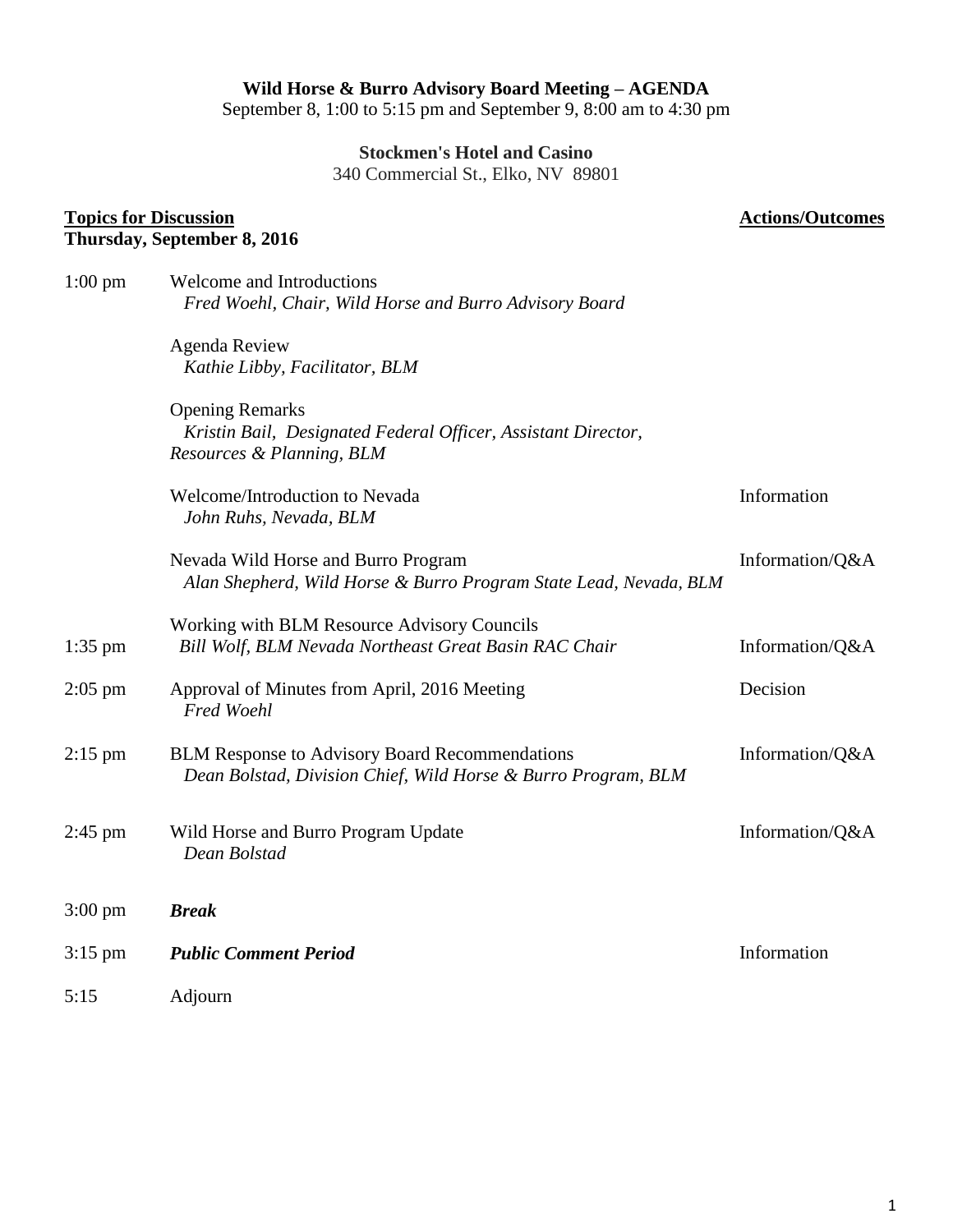**Wild Horse & Burro Advisory Board Meeting – AGENDA**

September 8, 1:00 to 5:15 pm and September 9, 8:00 am to 4:30 pm

**Stockmen's Hotel and Casino**

340 Commercial St., Elko, NV 89801

| **Topics for Discussion** <br> **Thursday, September 8, 2016** | | **Actions/Outcomes** |
|---|---|---|
| 1:00 pm | Welcome and Introductions <br> *Fred Woehl, Chair, Wild Horse and Burro Advisory Board* | |
| | Agenda Review <br> *Kathie Libby, Facilitator, BLM* | |
| | Opening Remarks <br> *Kristin Bail, Designated Federal Officer, Assistant Director, Resources & Planning, BLM* | |
| | Welcome/Introduction to Nevada <br> *John Ruhs, Nevada, BLM* | Information |
| | Nevada Wild Horse and Burro Program <br> *Alan Shepherd, Wild Horse & Burro Program State Lead, Nevada, BLM* | Information/Q&A |
| 1:35 pm | Working with BLM Resource Advisory Councils <br> *Bill Wolf, BLM Nevada Northeast Great Basin RAC Chair* | Information/Q&A |
| 2:05 pm | Approval of Minutes from April, 2016 Meeting <br> *Fred Woehl* | Decision |
| 2:15 pm | BLM Response to Advisory Board Recommendations <br> *Dean Bolstad, Division Chief, Wild Horse & Burro Program, BLM* | Information/Q&A |
| 2:45 pm | Wild Horse and Burro Program Update <br> *Dean Bolstad* | Information/Q&A |
| 3:00 pm | ***Break*** | |
| 3:15 pm | ***Public Comment Period*** | Information |
| 5:15 | Adjourn | |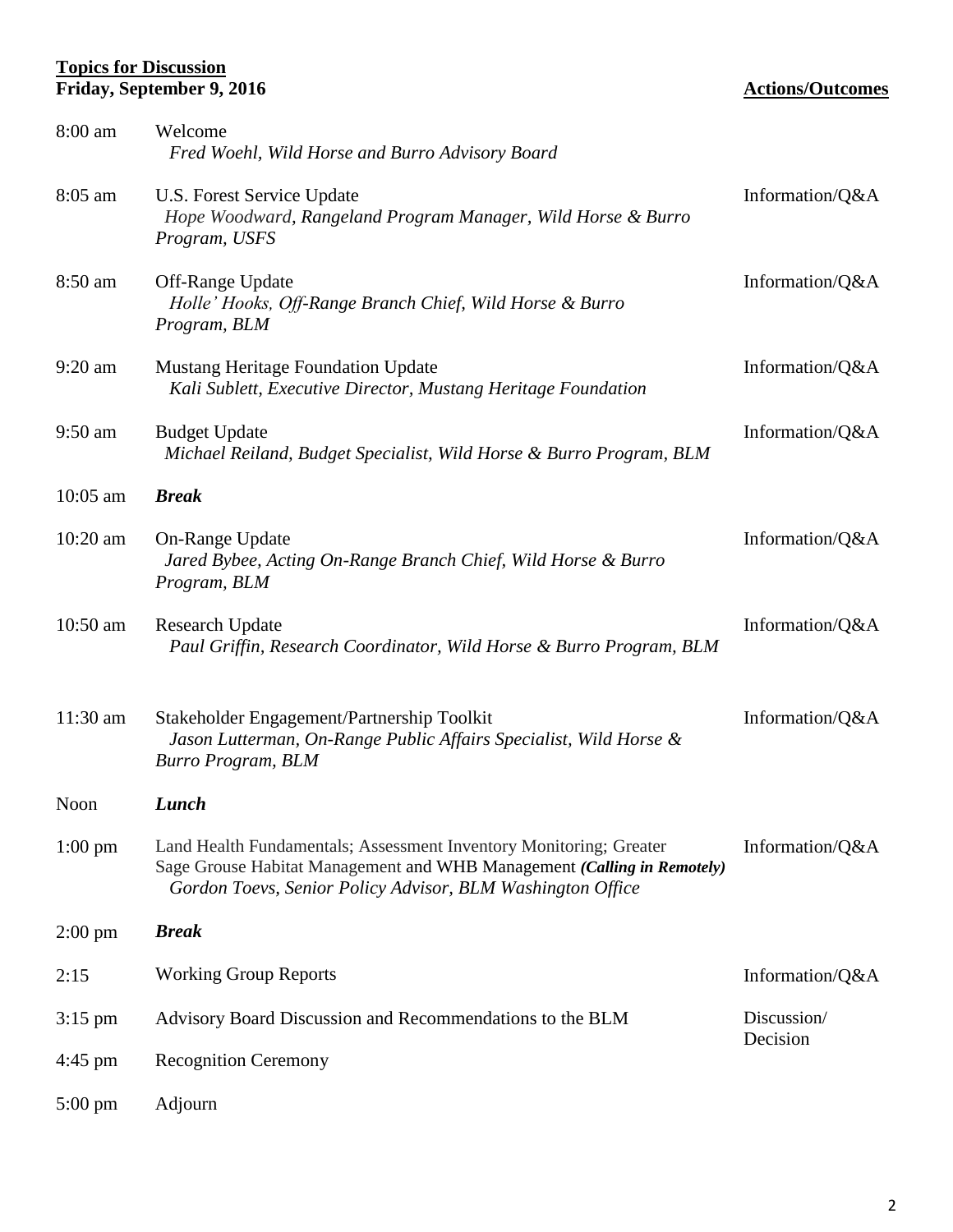**Topics for Discussion**
**Friday, September 9, 2016**

| | | **Actions/Outcomes** |
|---|---|---|
| 8:00 am | Welcome<br>*Fred Woehl, Wild Horse and Burro Advisory Board* | |
| 8:05 am | U.S. Forest Service Update<br>*Hope Woodward, Rangeland Program Manager, Wild Horse & Burro Program, USFS* | Information/Q&A |
| 8:50 am | Off-Range Update<br>*Holle' Hooks, Off-Range Branch Chief, Wild Horse & Burro Program, BLM* | Information/Q&A |
| 9:20 am | Mustang Heritage Foundation Update<br>*Kali Sublett, Executive Director, Mustang Heritage Foundation* | Information/Q&A |
| 9:50 am | Budget Update<br>*Michael Reiland, Budget Specialist, Wild Horse & Burro Program, BLM* | Information/Q&A |
| 10:05 am | ***Break*** | |
| 10:20 am | On-Range Update<br>*Jared Bybee, Acting On-Range Branch Chief, Wild Horse & Burro Program, BLM* | Information/Q&A |
| 10:50 am | Research Update<br>*Paul Griffin, Research Coordinator, Wild Horse & Burro Program, BLM* | Information/Q&A |
| 11:30 am | Stakeholder Engagement/Partnership Toolkit<br>*Jason Lutterman, On-Range Public Affairs Specialist, Wild Horse & Burro Program, BLM* | Information/Q&A |
| Noon | ***Lunch*** | |
| 1:00 pm | Land Health Fundamentals; Assessment Inventory Monitoring; Greater Sage Grouse Habitat Management and WHB Management ***(Calling in Remotely)***<br>*Gordon Toevs, Senior Policy Advisor, BLM Washington Office* | Information/Q&A |
| 2:00 pm | ***Break*** | |
| 2:15 | Working Group Reports | Information/Q&A |
| 3:15 pm | Advisory Board Discussion and Recommendations to the BLM | Discussion/ Decision |
| 4:45 pm | Recognition Ceremony | |
| 5:00 pm | Adjourn | |